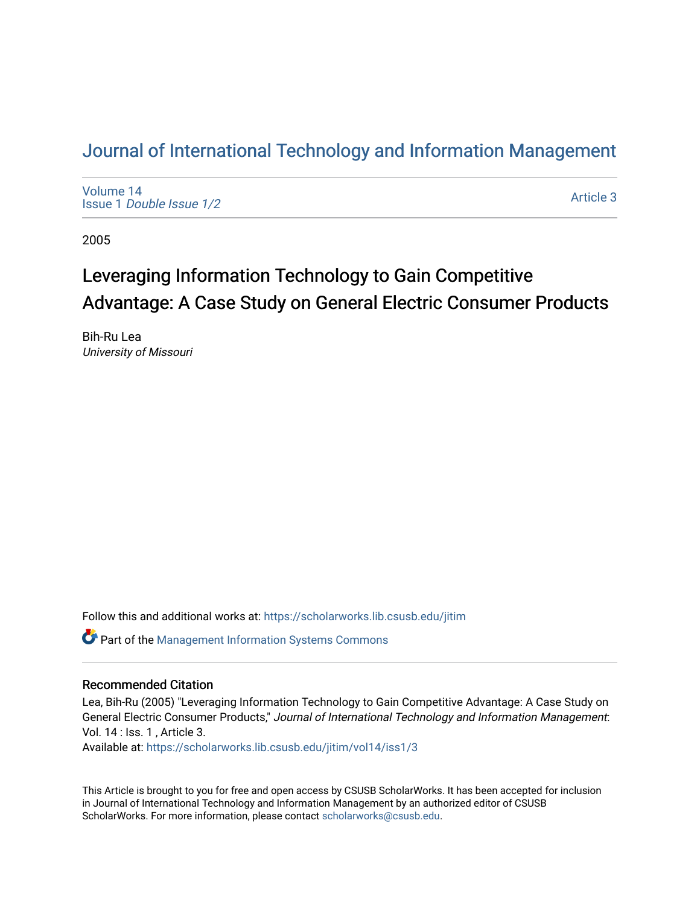# Journal of International Technology and Information Management

Volume 14
Issue 1 *Double Issue 1/2*

Article 3

2005

## Leveraging Information Technology to Gain Competitive Advantage: A Case Study on General Electric Consumer Products

Bih-Ru Lea
*University of Missouri*

Follow this and additional works at: https://scholarworks.lib.csusb.edu/jitim

Part of the Management Information Systems Commons

### Recommended Citation

Lea, Bih-Ru (2005) "Leveraging Information Technology to Gain Competitive Advantage: A Case Study on General Electric Consumer Products," *Journal of International Technology and Information Management*: Vol. 14 : Iss. 1 , Article 3.
Available at: https://scholarworks.lib.csusb.edu/jitim/vol14/iss1/3

This Article is brought to you for free and open access by CSUSB ScholarWorks. It has been accepted for inclusion in Journal of International Technology and Information Management by an authorized editor of CSUSB ScholarWorks. For more information, please contact scholarworks@csusb.edu.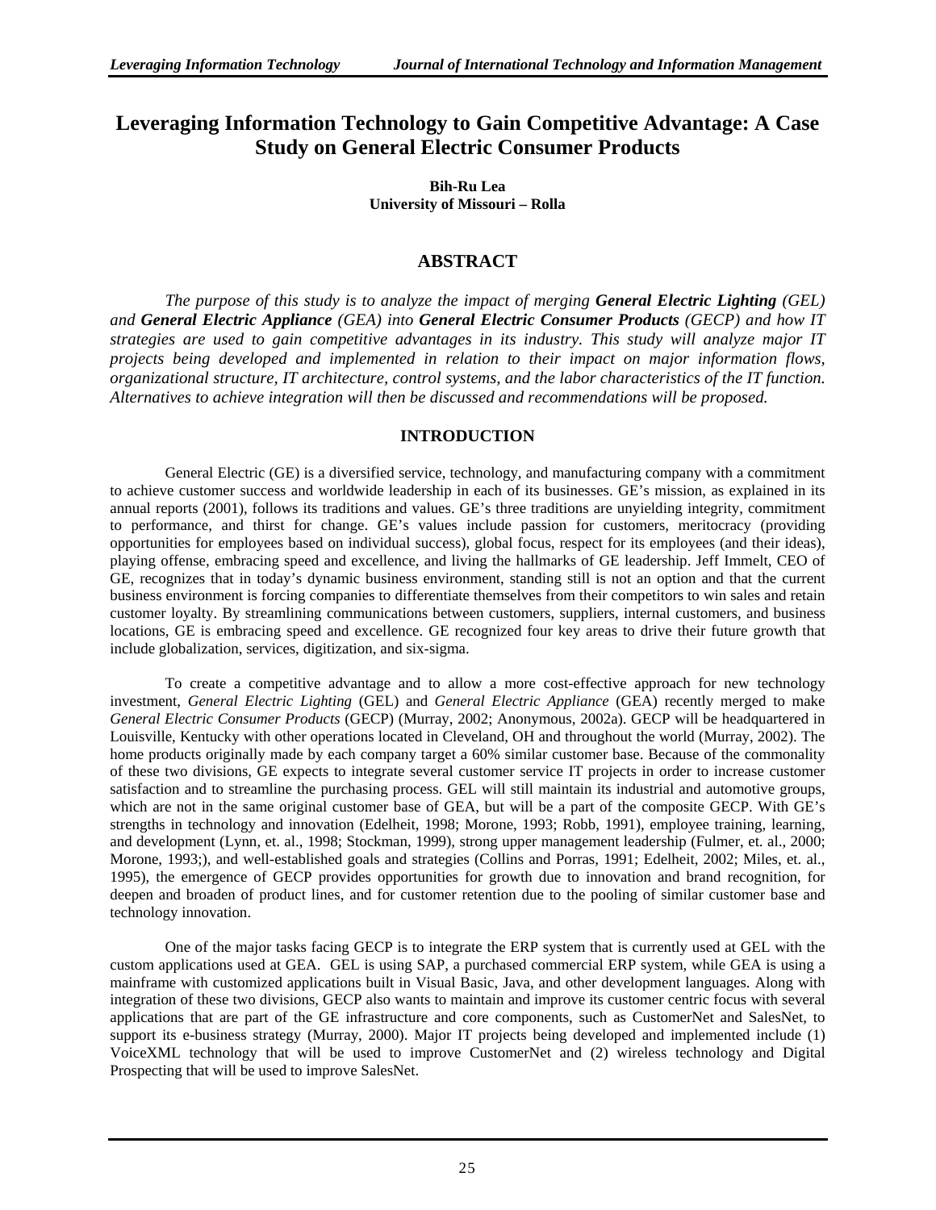# Leveraging Information Technology to Gain Competitive Advantage: A Case Study on General Electric Consumer Products

**Bih-Ru Lea**
**University of Missouri – Rolla**

## ABSTRACT

*The purpose of this study is to analyze the impact of merging **General Electric Lighting** (GEL) and **General Electric Appliance** (GEA) into **General Electric Consumer Products** (GECP) and how IT strategies are used to gain competitive advantages in its industry. This study will analyze major IT projects being developed and implemented in relation to their impact on major information flows, organizational structure, IT architecture, control systems, and the labor characteristics of the IT function. Alternatives to achieve integration will then be discussed and recommendations will be proposed.*

## INTRODUCTION

General Electric (GE) is a diversified service, technology, and manufacturing company with a commitment to achieve customer success and worldwide leadership in each of its businesses. GE's mission, as explained in its annual reports (2001), follows its traditions and values. GE's three traditions are unyielding integrity, commitment to performance, and thirst for change. GE's values include passion for customers, meritocracy (providing opportunities for employees based on individual success), global focus, respect for its employees (and their ideas), playing offense, embracing speed and excellence, and living the hallmarks of GE leadership. Jeff Immelt, CEO of GE, recognizes that in today's dynamic business environment, standing still is not an option and that the current business environment is forcing companies to differentiate themselves from their competitors to win sales and retain customer loyalty. By streamlining communications between customers, suppliers, internal customers, and business locations, GE is embracing speed and excellence. GE recognized four key areas to drive their future growth that include globalization, services, digitization, and six-sigma.

To create a competitive advantage and to allow a more cost-effective approach for new technology investment, *General Electric Lighting* (GEL) and *General Electric Appliance* (GEA) recently merged to make *General Electric Consumer Products* (GECP) (Murray, 2002; Anonymous, 2002a). GECP will be headquartered in Louisville, Kentucky with other operations located in Cleveland, OH and throughout the world (Murray, 2002). The home products originally made by each company target a 60% similar customer base. Because of the commonality of these two divisions, GE expects to integrate several customer service IT projects in order to increase customer satisfaction and to streamline the purchasing process. GEL will still maintain its industrial and automotive groups, which are not in the same original customer base of GEA, but will be a part of the composite GECP. With GE's strengths in technology and innovation (Edelheit, 1998; Morone, 1993; Robb, 1991), employee training, learning, and development (Lynn, et. al., 1998; Stockman, 1999), strong upper management leadership (Fulmer, et. al., 2000; Morone, 1993;), and well-established goals and strategies (Collins and Porras, 1991; Edelheit, 2002; Miles, et. al., 1995), the emergence of GECP provides opportunities for growth due to innovation and brand recognition, for deepen and broaden of product lines, and for customer retention due to the pooling of similar customer base and technology innovation.

One of the major tasks facing GECP is to integrate the ERP system that is currently used at GEL with the custom applications used at GEA. GEL is using SAP, a purchased commercial ERP system, while GEA is using a mainframe with customized applications built in Visual Basic, Java, and other development languages. Along with integration of these two divisions, GECP also wants to maintain and improve its customer centric focus with several applications that are part of the GE infrastructure and core components, such as CustomerNet and SalesNet, to support its e-business strategy (Murray, 2000). Major IT projects being developed and implemented include (1) VoiceXML technology that will be used to improve CustomerNet and (2) wireless technology and Digital Prospecting that will be used to improve SalesNet.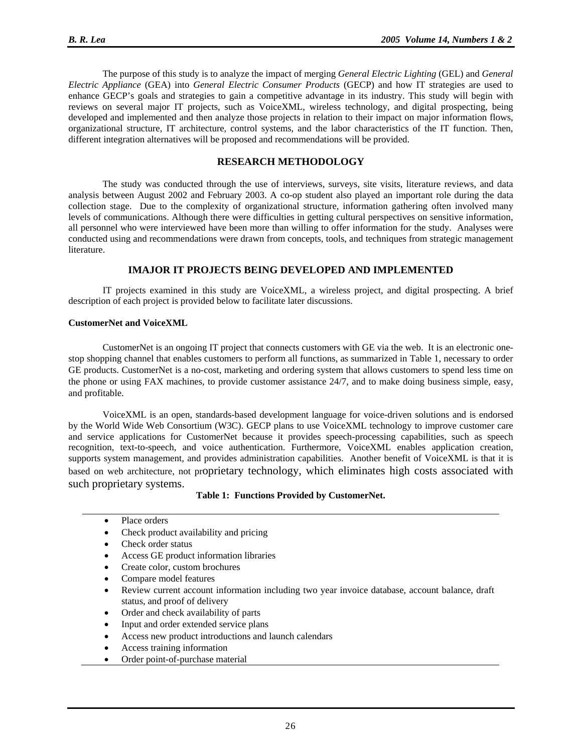The purpose of this study is to analyze the impact of merging *General Electric Lighting* (GEL) and *General Electric Appliance* (GEA) into *General Electric Consumer Products* (GECP) and how IT strategies are used to enhance GECP's goals and strategies to gain a competitive advantage in its industry. This study will begin with reviews on several major IT projects, such as VoiceXML, wireless technology, and digital prospecting, being developed and implemented and then analyze those projects in relation to their impact on major information flows, organizational structure, IT architecture, control systems, and the labor characteristics of the IT function. Then, different integration alternatives will be proposed and recommendations will be provided.

## RESEARCH METHODOLOGY

The study was conducted through the use of interviews, surveys, site visits, literature reviews, and data analysis between August 2002 and February 2003. A co-op student also played an important role during the data collection stage. Due to the complexity of organizational structure, information gathering often involved many levels of communications. Although there were difficulties in getting cultural perspectives on sensitive information, all personnel who were interviewed have been more than willing to offer information for the study. Analyses were conducted using and recommendations were drawn from concepts, tools, and techniques from strategic management literature.

## IMAJOR IT PROJECTS BEING DEVELOPED AND IMPLEMENTED

IT projects examined in this study are VoiceXML, a wireless project, and digital prospecting. A brief description of each project is provided below to facilitate later discussions.

### CustomerNet and VoiceXML

CustomerNet is an ongoing IT project that connects customers with GE via the web. It is an electronic one-stop shopping channel that enables customers to perform all functions, as summarized in Table 1, necessary to order GE products. CustomerNet is a no-cost, marketing and ordering system that allows customers to spend less time on the phone or using FAX machines, to provide customer assistance 24/7, and to make doing business simple, easy, and profitable.

VoiceXML is an open, standards-based development language for voice-driven solutions and is endorsed by the World Wide Web Consortium (W3C). GECP plans to use VoiceXML technology to improve customer care and service applications for CustomerNet because it provides speech-processing capabilities, such as speech recognition, text-to-speech, and voice authentication. Furthermore, VoiceXML enables application creation, supports system management, and provides administration capabilities. Another benefit of VoiceXML is that it is based on web architecture, not proprietary technology, which eliminates high costs associated with such proprietary systems.

**Table 1: Functions Provided by CustomerNet.**

- Place orders
- Check product availability and pricing
- Check order status
- Access GE product information libraries
- Create color, custom brochures
- Compare model features
- Review current account information including two year invoice database, account balance, draft status, and proof of delivery
- Order and check availability of parts
- Input and order extended service plans
- Access new product introductions and launch calendars
- Access training information
- Order point-of-purchase material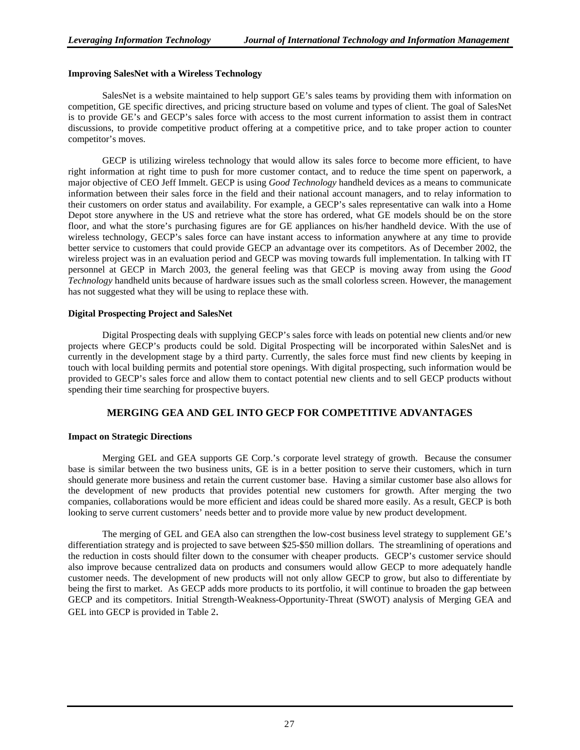### Improving SalesNet with a Wireless Technology

SalesNet is a website maintained to help support GE's sales teams by providing them with information on competition, GE specific directives, and pricing structure based on volume and types of client. The goal of SalesNet is to provide GE's and GECP's sales force with access to the most current information to assist them in contract discussions, to provide competitive product offering at a competitive price, and to take proper action to counter competitor's moves.

GECP is utilizing wireless technology that would allow its sales force to become more efficient, to have right information at right time to push for more customer contact, and to reduce the time spent on paperwork, a major objective of CEO Jeff Immelt. GECP is using *Good Technology* handheld devices as a means to communicate information between their sales force in the field and their national account managers, and to relay information to their customers on order status and availability. For example, a GECP's sales representative can walk into a Home Depot store anywhere in the US and retrieve what the store has ordered, what GE models should be on the store floor, and what the store's purchasing figures are for GE appliances on his/her handheld device. With the use of wireless technology, GECP's sales force can have instant access to information anywhere at any time to provide better service to customers that could provide GECP an advantage over its competitors. As of December 2002, the wireless project was in an evaluation period and GECP was moving towards full implementation. In talking with IT personnel at GECP in March 2003, the general feeling was that GECP is moving away from using the *Good Technology* handheld units because of hardware issues such as the small colorless screen. However, the management has not suggested what they will be using to replace these with.

### Digital Prospecting Project and SalesNet

Digital Prospecting deals with supplying GECP's sales force with leads on potential new clients and/or new projects where GECP's products could be sold. Digital Prospecting will be incorporated within SalesNet and is currently in the development stage by a third party. Currently, the sales force must find new clients by keeping in touch with local building permits and potential store openings. With digital prospecting, such information would be provided to GECP's sales force and allow them to contact potential new clients and to sell GECP products without spending their time searching for prospective buyers.

## MERGING GEA AND GEL INTO GECP FOR COMPETITIVE ADVANTAGES

### Impact on Strategic Directions

Merging GEL and GEA supports GE Corp.'s corporate level strategy of growth. Because the consumer base is similar between the two business units, GE is in a better position to serve their customers, which in turn should generate more business and retain the current customer base. Having a similar customer base also allows for the development of new products that provides potential new customers for growth. After merging the two companies, collaborations would be more efficient and ideas could be shared more easily. As a result, GECP is both looking to serve current customers' needs better and to provide more value by new product development.

The merging of GEL and GEA also can strengthen the low-cost business level strategy to supplement GE's differentiation strategy and is projected to save between $25-$50 million dollars. The streamlining of operations and the reduction in costs should filter down to the consumer with cheaper products. GECP's customer service should also improve because centralized data on products and consumers would allow GECP to more adequately handle customer needs. The development of new products will not only allow GECP to grow, but also to differentiate by being the first to market. As GECP adds more products to its portfolio, it will continue to broaden the gap between GECP and its competitors. Initial Strength-Weakness-Opportunity-Threat (SWOT) analysis of Merging GEA and GEL into GECP is provided in Table 2.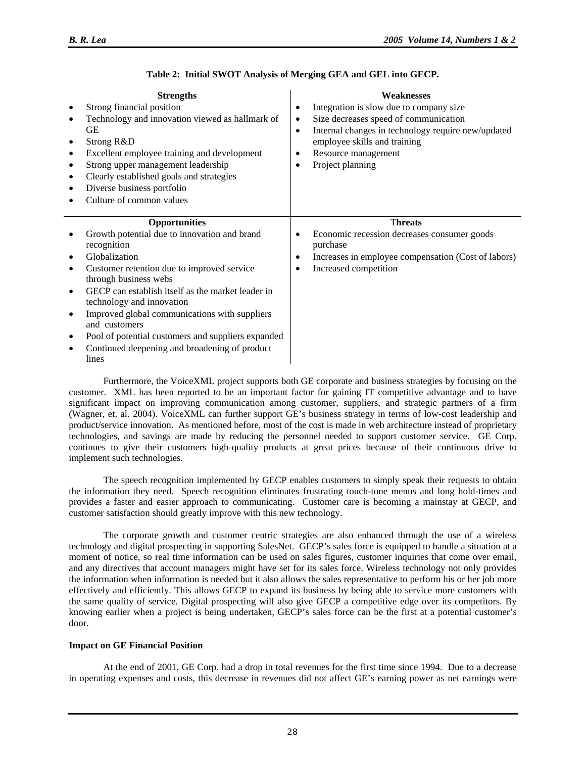**Table 2: Initial SWOT Analysis of Merging GEA and GEL into GECP.**

| Strengths | Weaknesses |
|---|---|
| • Strong financial position<br>• Technology and innovation viewed as hallmark of GE<br>• Strong R&D<br>• Excellent employee training and development<br>• Strong upper management leadership<br>• Clearly established goals and strategies<br>• Diverse business portfolio<br>• Culture of common values | • Integration is slow due to company size<br>• Size decreases speed of communication<br>• Internal changes in technology require new/updated employee skills and training<br>• Resource management<br>• Project planning |
| **Opportunities** | **Threats** |
| • Growth potential due to innovation and brand recognition<br>• Globalization<br>• Customer retention due to improved service through business webs<br>• GECP can establish itself as the market leader in technology and innovation<br>• Improved global communications with suppliers and customers<br>• Pool of potential customers and suppliers expanded<br>• Continued deepening and broadening of product lines | • Economic recession decreases consumer goods purchase<br>• Increases in employee compensation (Cost of labors)<br>• Increased competition |

Furthermore, the VoiceXML project supports both GE corporate and business strategies by focusing on the customer. XML has been reported to be an important factor for gaining IT competitive advantage and to have significant impact on improving communication among customer, suppliers, and strategic partners of a firm (Wagner, et. al. 2004). VoiceXML can further support GE's business strategy in terms of low-cost leadership and product/service innovation. As mentioned before, most of the cost is made in web architecture instead of proprietary technologies, and savings are made by reducing the personnel needed to support customer service. GE Corp. continues to give their customers high-quality products at great prices because of their continuous drive to implement such technologies.

The speech recognition implemented by GECP enables customers to simply speak their requests to obtain the information they need. Speech recognition eliminates frustrating touch-tone menus and long hold-times and provides a faster and easier approach to communicating. Customer care is becoming a mainstay at GECP, and customer satisfaction should greatly improve with this new technology.

The corporate growth and customer centric strategies are also enhanced through the use of a wireless technology and digital prospecting in supporting SalesNet. GECP's sales force is equipped to handle a situation at a moment of notice, so real time information can be used on sales figures, customer inquiries that come over email, and any directives that account managers might have set for its sales force. Wireless technology not only provides the information when information is needed but it also allows the sales representative to perform his or her job more effectively and efficiently. This allows GECP to expand its business by being able to service more customers with the same quality of service. Digital prospecting will also give GECP a competitive edge over its competitors. By knowing earlier when a project is being undertaken, GECP's sales force can be the first at a potential customer's door.

**Impact on GE Financial Position**

At the end of 2001, GE Corp. had a drop in total revenues for the first time since 1994. Due to a decrease in operating expenses and costs, this decrease in revenues did not affect GE's earning power as net earnings were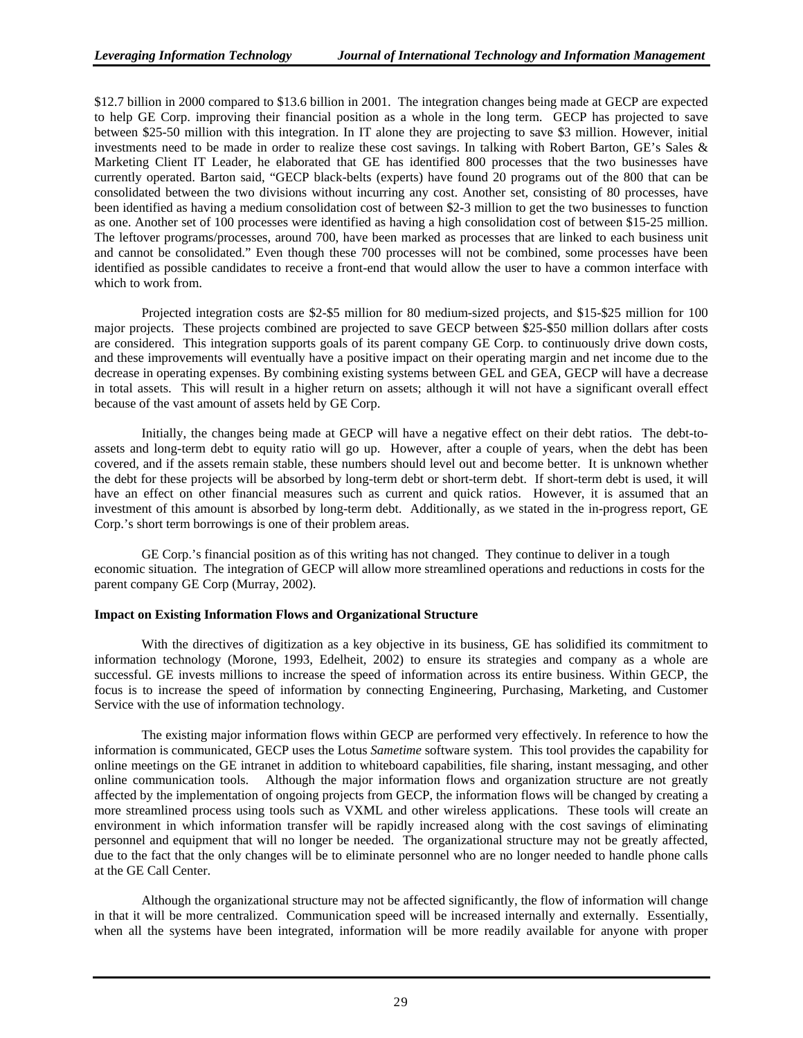$12.7 billion in 2000 compared to $13.6 billion in 2001. The integration changes being made at GECP are expected to help GE Corp. improving their financial position as a whole in the long term. GECP has projected to save between $25-50 million with this integration. In IT alone they are projecting to save $3 million. However, initial investments need to be made in order to realize these cost savings. In talking with Robert Barton, GE's Sales & Marketing Client IT Leader, he elaborated that GE has identified 800 processes that the two businesses have currently operated. Barton said, "GECP black-belts (experts) have found 20 programs out of the 800 that can be consolidated between the two divisions without incurring any cost. Another set, consisting of 80 processes, have been identified as having a medium consolidation cost of between $2-3 million to get the two businesses to function as one. Another set of 100 processes were identified as having a high consolidation cost of between $15-25 million. The leftover programs/processes, around 700, have been marked as processes that are linked to each business unit and cannot be consolidated." Even though these 700 processes will not be combined, some processes have been identified as possible candidates to receive a front-end that would allow the user to have a common interface with which to work from.

Projected integration costs are $2-$5 million for 80 medium-sized projects, and $15-$25 million for 100 major projects. These projects combined are projected to save GECP between $25-$50 million dollars after costs are considered. This integration supports goals of its parent company GE Corp. to continuously drive down costs, and these improvements will eventually have a positive impact on their operating margin and net income due to the decrease in operating expenses. By combining existing systems between GEL and GEA, GECP will have a decrease in total assets. This will result in a higher return on assets; although it will not have a significant overall effect because of the vast amount of assets held by GE Corp.

Initially, the changes being made at GECP will have a negative effect on their debt ratios. The debt-to-assets and long-term debt to equity ratio will go up. However, after a couple of years, when the debt has been covered, and if the assets remain stable, these numbers should level out and become better. It is unknown whether the debt for these projects will be absorbed by long-term debt or short-term debt. If short-term debt is used, it will have an effect on other financial measures such as current and quick ratios. However, it is assumed that an investment of this amount is absorbed by long-term debt. Additionally, as we stated in the in-progress report, GE Corp.'s short term borrowings is one of their problem areas.

GE Corp.'s financial position as of this writing has not changed. They continue to deliver in a tough economic situation. The integration of GECP will allow more streamlined operations and reductions in costs for the parent company GE Corp (Murray, 2002).

**Impact on Existing Information Flows and Organizational Structure**

With the directives of digitization as a key objective in its business, GE has solidified its commitment to information technology (Morone, 1993, Edelheit, 2002) to ensure its strategies and company as a whole are successful. GE invests millions to increase the speed of information across its entire business. Within GECP, the focus is to increase the speed of information by connecting Engineering, Purchasing, Marketing, and Customer Service with the use of information technology.

The existing major information flows within GECP are performed very effectively. In reference to how the information is communicated, GECP uses the Lotus *Sametime* software system. This tool provides the capability for online meetings on the GE intranet in addition to whiteboard capabilities, file sharing, instant messaging, and other online communication tools. Although the major information flows and organization structure are not greatly affected by the implementation of ongoing projects from GECP, the information flows will be changed by creating a more streamlined process using tools such as VXML and other wireless applications. These tools will create an environment in which information transfer will be rapidly increased along with the cost savings of eliminating personnel and equipment that will no longer be needed. The organizational structure may not be greatly affected, due to the fact that the only changes will be to eliminate personnel who are no longer needed to handle phone calls at the GE Call Center.

Although the organizational structure may not be affected significantly, the flow of information will change in that it will be more centralized. Communication speed will be increased internally and externally. Essentially, when all the systems have been integrated, information will be more readily available for anyone with proper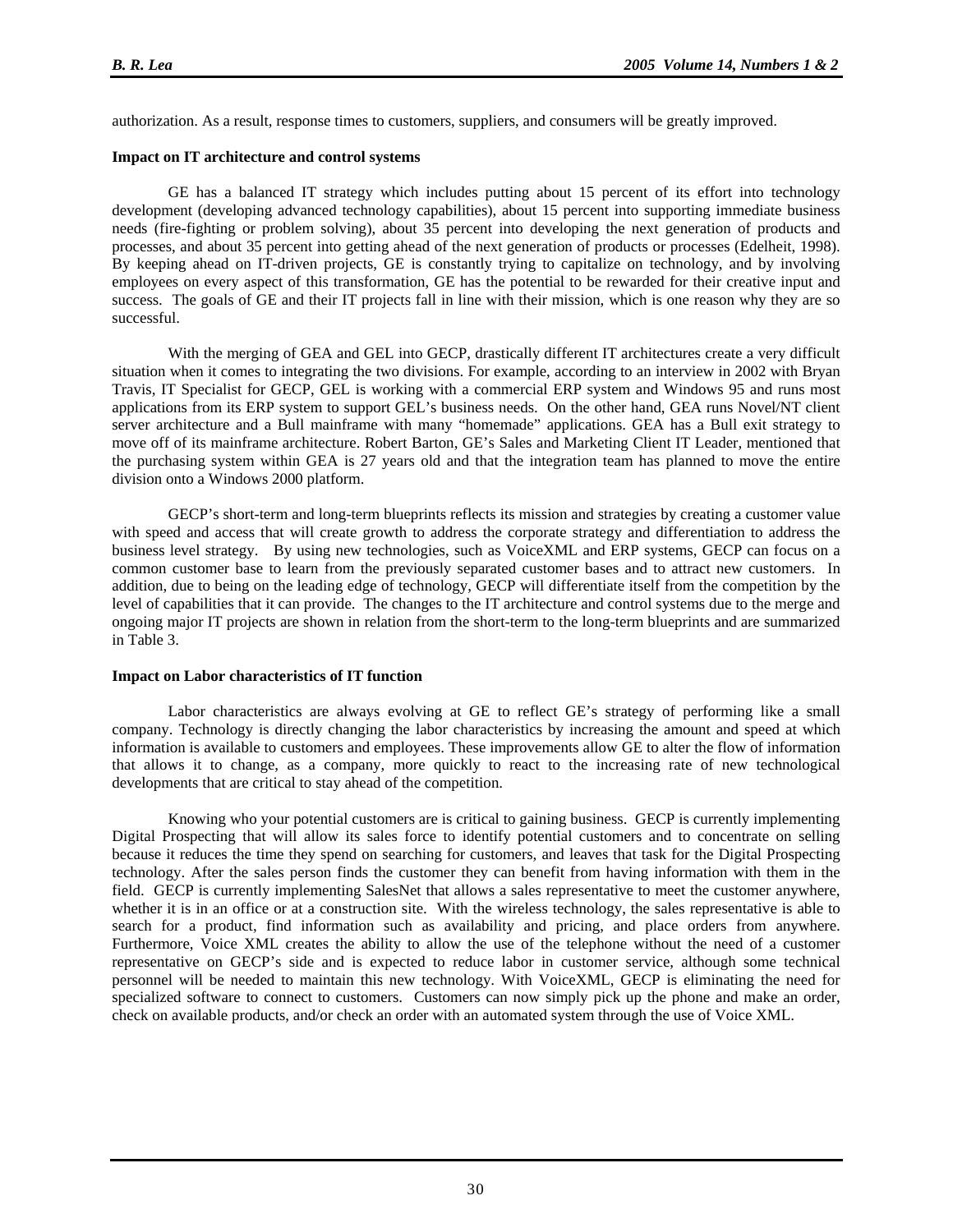authorization. As a result, response times to customers, suppliers, and consumers will be greatly improved.

**Impact on IT architecture and control systems**

GE has a balanced IT strategy which includes putting about 15 percent of its effort into technology development (developing advanced technology capabilities), about 15 percent into supporting immediate business needs (fire-fighting or problem solving), about 35 percent into developing the next generation of products and processes, and about 35 percent into getting ahead of the next generation of products or processes (Edelheit, 1998). By keeping ahead on IT-driven projects, GE is constantly trying to capitalize on technology, and by involving employees on every aspect of this transformation, GE has the potential to be rewarded for their creative input and success. The goals of GE and their IT projects fall in line with their mission, which is one reason why they are so successful.

With the merging of GEA and GEL into GECP, drastically different IT architectures create a very difficult situation when it comes to integrating the two divisions. For example, according to an interview in 2002 with Bryan Travis, IT Specialist for GECP, GEL is working with a commercial ERP system and Windows 95 and runs most applications from its ERP system to support GEL's business needs. On the other hand, GEA runs Novel/NT client server architecture and a Bull mainframe with many "homemade" applications. GEA has a Bull exit strategy to move off of its mainframe architecture. Robert Barton, GE's Sales and Marketing Client IT Leader, mentioned that the purchasing system within GEA is 27 years old and that the integration team has planned to move the entire division onto a Windows 2000 platform.

GECP's short-term and long-term blueprints reflects its mission and strategies by creating a customer value with speed and access that will create growth to address the corporate strategy and differentiation to address the business level strategy. By using new technologies, such as VoiceXML and ERP systems, GECP can focus on a common customer base to learn from the previously separated customer bases and to attract new customers. In addition, due to being on the leading edge of technology, GECP will differentiate itself from the competition by the level of capabilities that it can provide. The changes to the IT architecture and control systems due to the merge and ongoing major IT projects are shown in relation from the short-term to the long-term blueprints and are summarized in Table 3.

**Impact on Labor characteristics of IT function**

Labor characteristics are always evolving at GE to reflect GE's strategy of performing like a small company. Technology is directly changing the labor characteristics by increasing the amount and speed at which information is available to customers and employees. These improvements allow GE to alter the flow of information that allows it to change, as a company, more quickly to react to the increasing rate of new technological developments that are critical to stay ahead of the competition.

Knowing who your potential customers are is critical to gaining business. GECP is currently implementing Digital Prospecting that will allow its sales force to identify potential customers and to concentrate on selling because it reduces the time they spend on searching for customers, and leaves that task for the Digital Prospecting technology. After the sales person finds the customer they can benefit from having information with them in the field. GECP is currently implementing SalesNet that allows a sales representative to meet the customer anywhere, whether it is in an office or at a construction site. With the wireless technology, the sales representative is able to search for a product, find information such as availability and pricing, and place orders from anywhere. Furthermore, Voice XML creates the ability to allow the use of the telephone without the need of a customer representative on GECP's side and is expected to reduce labor in customer service, although some technical personnel will be needed to maintain this new technology. With VoiceXML, GECP is eliminating the need for specialized software to connect to customers. Customers can now simply pick up the phone and make an order, check on available products, and/or check an order with an automated system through the use of Voice XML.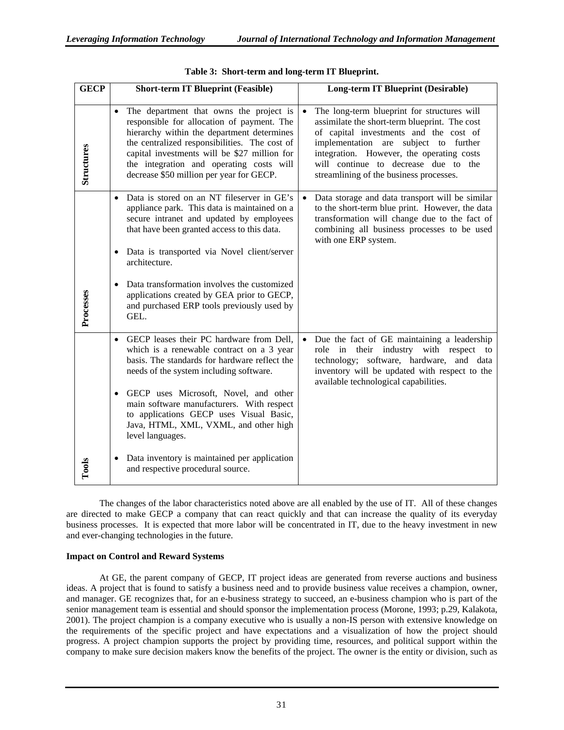**Table 3: Short-term and long-term IT Blueprint.**

| GECP | Short-term IT Blueprint (Feasible) | Long-term IT Blueprint (Desirable) |
|---|---|---|
| Structures | • The department that owns the project is responsible for allocation of payment. The hierarchy within the department determines the centralized responsibilities. The cost of capital investments will be $27 million for the integration and operating costs will decrease $50 million per year for GECP. | • The long-term blueprint for structures will assimilate the short-term blueprint. The cost of capital investments and the cost of implementation are subject to further integration. However, the operating costs will continue to decrease due to the streamlining of the business processes. |
| Processes | • Data is stored on an NT fileserver in GE's appliance park. This data is maintained on a secure intranet and updated by employees that have been granted access to this data.<br><br>• Data is transported via Novel client/server architecture.<br><br>• Data transformation involves the customized applications created by GEA prior to GECP, and purchased ERP tools previously used by GEL. | • Data storage and data transport will be similar to the short-term blue print. However, the data transformation will change due to the fact of combining all business processes to be used with one ERP system. |
| Tools | • GECP leases their PC hardware from Dell, which is a renewable contract on a 3 year basis. The standards for hardware reflect the needs of the system including software.<br><br>• GECP uses Microsoft, Novel, and other main software manufacturers. With respect to applications GECP uses Visual Basic, Java, HTML, XML, VXML, and other high level languages.<br><br>• Data inventory is maintained per application and respective procedural source. | • Due the fact of GE maintaining a leadership role in their industry with respect to technology; software, hardware, and data inventory will be updated with respect to the available technological capabilities. |

The changes of the labor characteristics noted above are all enabled by the use of IT. All of these changes are directed to make GECP a company that can react quickly and that can increase the quality of its everyday business processes. It is expected that more labor will be concentrated in IT, due to the heavy investment in new and ever-changing technologies in the future.

**Impact on Control and Reward Systems**

At GE, the parent company of GECP, IT project ideas are generated from reverse auctions and business ideas. A project that is found to satisfy a business need and to provide business value receives a champion, owner, and manager. GE recognizes that, for an e-business strategy to succeed, an e-business champion who is part of the senior management team is essential and should sponsor the implementation process (Morone, 1993; p.29, Kalakota, 2001). The project champion is a company executive who is usually a non-IS person with extensive knowledge on the requirements of the specific project and have expectations and a visualization of how the project should progress. A project champion supports the project by providing time, resources, and political support within the company to make sure decision makers know the benefits of the project. The owner is the entity or division, such as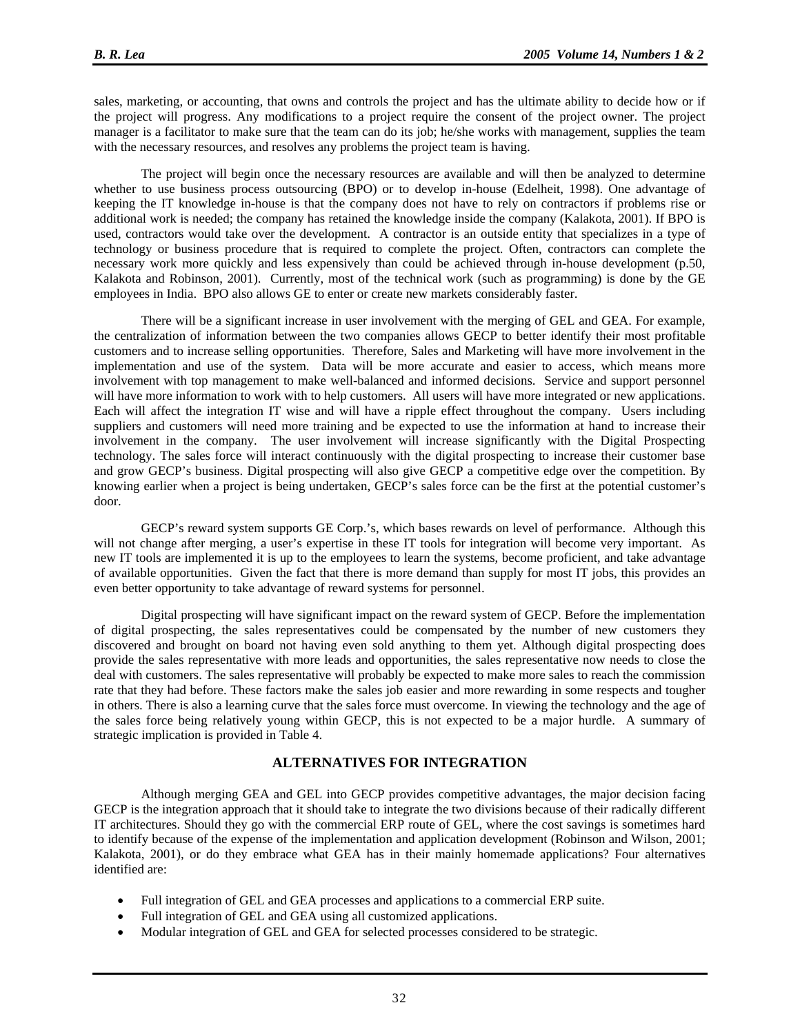sales, marketing, or accounting, that owns and controls the project and has the ultimate ability to decide how or if the project will progress. Any modifications to a project require the consent of the project owner. The project manager is a facilitator to make sure that the team can do its job; he/she works with management, supplies the team with the necessary resources, and resolves any problems the project team is having.

The project will begin once the necessary resources are available and will then be analyzed to determine whether to use business process outsourcing (BPO) or to develop in-house (Edelheit, 1998). One advantage of keeping the IT knowledge in-house is that the company does not have to rely on contractors if problems rise or additional work is needed; the company has retained the knowledge inside the company (Kalakota, 2001). If BPO is used, contractors would take over the development. A contractor is an outside entity that specializes in a type of technology or business procedure that is required to complete the project. Often, contractors can complete the necessary work more quickly and less expensively than could be achieved through in-house development (p.50, Kalakota and Robinson, 2001). Currently, most of the technical work (such as programming) is done by the GE employees in India. BPO also allows GE to enter or create new markets considerably faster.

There will be a significant increase in user involvement with the merging of GEL and GEA. For example, the centralization of information between the two companies allows GECP to better identify their most profitable customers and to increase selling opportunities. Therefore, Sales and Marketing will have more involvement in the implementation and use of the system. Data will be more accurate and easier to access, which means more involvement with top management to make well-balanced and informed decisions. Service and support personnel will have more information to work with to help customers. All users will have more integrated or new applications. Each will affect the integration IT wise and will have a ripple effect throughout the company. Users including suppliers and customers will need more training and be expected to use the information at hand to increase their involvement in the company. The user involvement will increase significantly with the Digital Prospecting technology. The sales force will interact continuously with the digital prospecting to increase their customer base and grow GECP's business. Digital prospecting will also give GECP a competitive edge over the competition. By knowing earlier when a project is being undertaken, GECP's sales force can be the first at the potential customer's door.

GECP's reward system supports GE Corp.'s, which bases rewards on level of performance. Although this will not change after merging, a user's expertise in these IT tools for integration will become very important. As new IT tools are implemented it is up to the employees to learn the systems, become proficient, and take advantage of available opportunities. Given the fact that there is more demand than supply for most IT jobs, this provides an even better opportunity to take advantage of reward systems for personnel.

Digital prospecting will have significant impact on the reward system of GECP. Before the implementation of digital prospecting, the sales representatives could be compensated by the number of new customers they discovered and brought on board not having even sold anything to them yet. Although digital prospecting does provide the sales representative with more leads and opportunities, the sales representative now needs to close the deal with customers. The sales representative will probably be expected to make more sales to reach the commission rate that they had before. These factors make the sales job easier and more rewarding in some respects and tougher in others. There is also a learning curve that the sales force must overcome. In viewing the technology and the age of the sales force being relatively young within GECP, this is not expected to be a major hurdle. A summary of strategic implication is provided in Table 4.

## ALTERNATIVES FOR INTEGRATION

Although merging GEA and GEL into GECP provides competitive advantages, the major decision facing GECP is the integration approach that it should take to integrate the two divisions because of their radically different IT architectures. Should they go with the commercial ERP route of GEL, where the cost savings is sometimes hard to identify because of the expense of the implementation and application development (Robinson and Wilson, 2001; Kalakota, 2001), or do they embrace what GEA has in their mainly homemade applications? Four alternatives identified are:

- Full integration of GEL and GEA processes and applications to a commercial ERP suite.
- Full integration of GEL and GEA using all customized applications.
- Modular integration of GEL and GEA for selected processes considered to be strategic.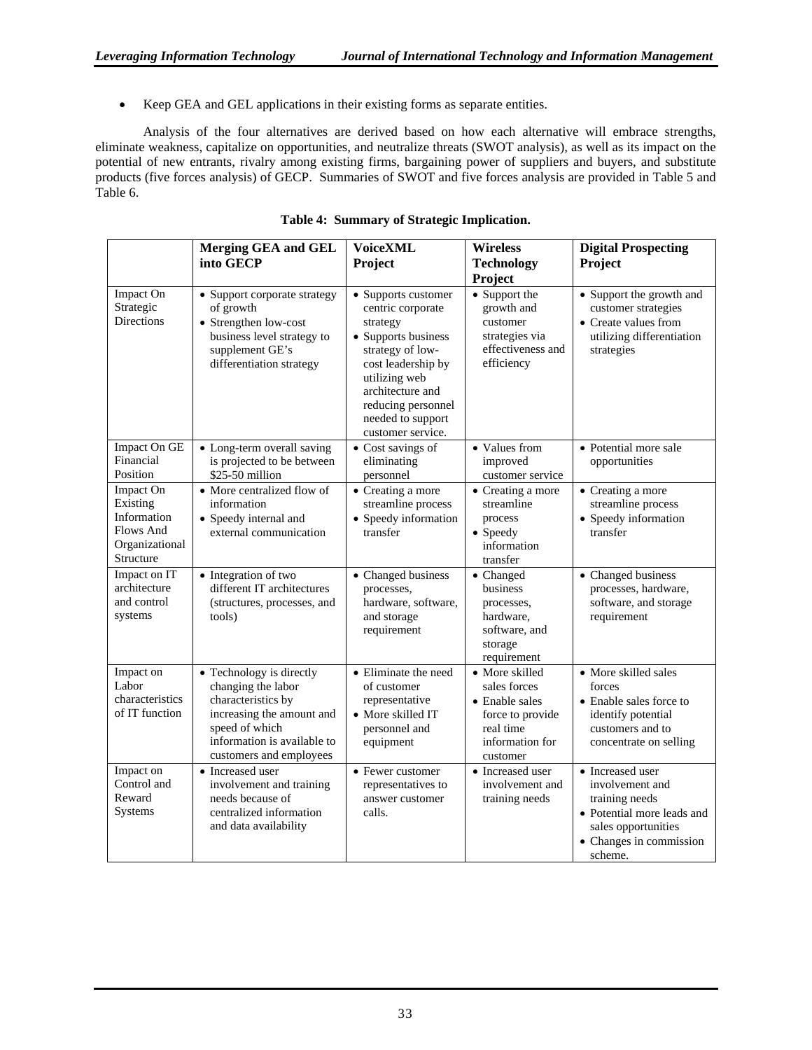- Keep GEA and GEL applications in their existing forms as separate entities.

Analysis of the four alternatives are derived based on how each alternative will embrace strengths, eliminate weakness, capitalize on opportunities, and neutralize threats (SWOT analysis), as well as its impact on the potential of new entrants, rivalry among existing firms, bargaining power of suppliers and buyers, and substitute products (five forces analysis) of GECP. Summaries of SWOT and five forces analysis are provided in Table 5 and Table 6.

**Table 4: Summary of Strategic Implication.**

| | **Merging GEA and GEL into GECP** | **VoiceXML Project** | **Wireless Technology Project** | **Digital Prospecting Project** |
|---|---|---|---|---|
| Impact On Strategic Directions | • Support corporate strategy of growth<br>• Strengthen low-cost business level strategy to supplement GE's differentiation strategy | • Supports customer centric corporate strategy<br>• Supports business strategy of low-cost leadership by utilizing web architecture and reducing personnel needed to support customer service. | • Support the growth and customer strategies via effectiveness and efficiency | • Support the growth and customer strategies<br>• Create values from utilizing differentiation strategies |
| Impact On GE Financial Position | • Long-term overall saving is projected to be between $25-50 million | • Cost savings of eliminating personnel | • Values from improved customer service | • Potential more sale opportunities |
| Impact On Existing Information Flows And Organizational Structure | • More centralized flow of information<br>• Speedy internal and external communication | • Creating a more streamline process<br>• Speedy information transfer | • Creating a more streamline process<br>• Speedy information transfer | • Creating a more streamline process<br>• Speedy information transfer |
| Impact on IT architecture and control systems | • Integration of two different IT architectures (structures, processes, and tools) | • Changed business processes, hardware, software, and storage requirement | • Changed business processes, hardware, software, and storage requirement | • Changed business processes, hardware, software, and storage requirement |
| Impact on Labor characteristics of IT function | • Technology is directly changing the labor characteristics by increasing the amount and speed of which information is available to customers and employees | • Eliminate the need of customer representative<br>• More skilled IT personnel and equipment | • More skilled sales forces<br>• Enable sales force to provide real time information for customer | • More skilled sales forces<br>• Enable sales force to identify potential customers and to concentrate on selling |
| Impact on Control and Reward Systems | • Increased user involvement and training needs because of centralized information and data availability | • Fewer customer representatives to answer customer calls. | • Increased user involvement and training needs | • Increased user involvement and training needs<br>• Potential more leads and sales opportunities<br>• Changes in commission scheme. |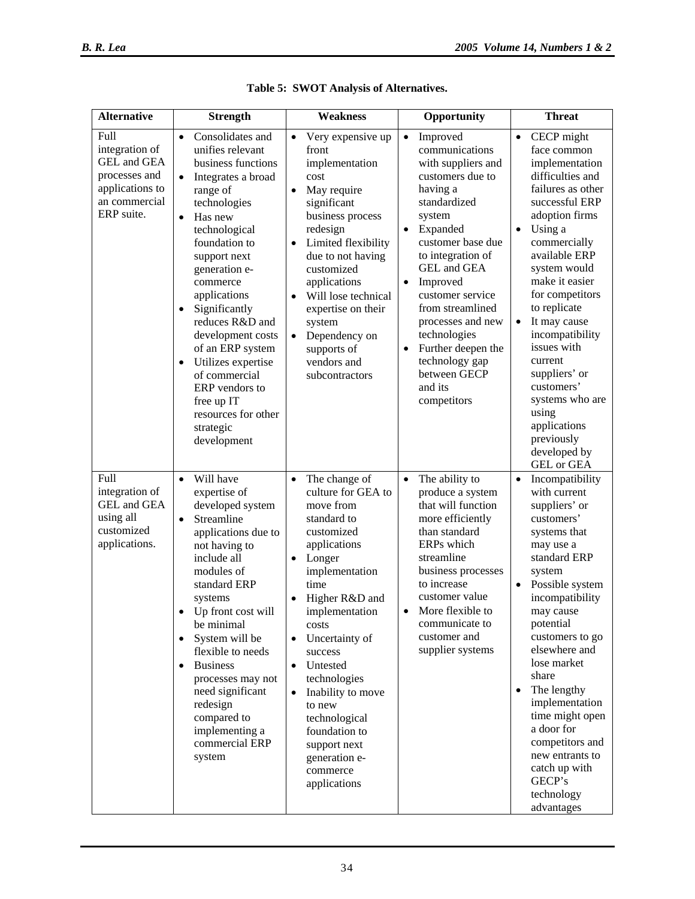**Table 5: SWOT Analysis of Alternatives.**

| Alternative | Strength | Weakness | Opportunity | Threat |
|---|---|---|---|---|
| Full integration of GEL and GEA processes and applications to an commercial ERP suite. | • Consolidates and unifies relevant business functions<br>• Integrates a broad range of technologies<br>• Has new technological foundation to support next generation e-commerce applications<br>• Significantly reduces R&D and development costs of an ERP system<br>• Utilizes expertise of commercial ERP vendors to free up IT resources for other strategic development | • Very expensive up front implementation cost<br>• May require significant business process redesign<br>• Limited flexibility due to not having customized applications<br>• Will lose technical expertise on their system<br>• Dependency on supports of vendors and subcontractors | • Improved communications with suppliers and customers due to having a standardized system<br>• Expanded customer base due to integration of GEL and GEA<br>• Improved customer service from streamlined processes and new technologies<br>• Further deepen the technology gap between GECP and its competitors | • CECP might face common implementation difficulties and failures as other successful ERP adoption firms<br>• Using a commercially available ERP system would make it easier for competitors to replicate<br>• It may cause incompatibility issues with current suppliers' or customers' systems who are using applications previously developed by GEL or GEA |
| Full integration of GEL and GEA using all customized applications. | • Will have expertise of developed system<br>• Streamline applications due to not having to include all modules of standard ERP systems<br>• Up front cost will be minimal<br>• System will be flexible to needs<br>• Business processes may not need significant redesign compared to implementing a commercial ERP system | • The change of culture for GEA to move from standard to customized applications<br>• Longer implementation time<br>• Higher R&D and implementation costs<br>• Uncertainty of success<br>• Untested technologies<br>• Inability to move to new technological foundation to support next generation e-commerce applications | • The ability to produce a system that will function more efficiently than standard ERPs which streamline business processes to increase customer value<br>• More flexible to communicate to customer and supplier systems | • Incompatibility with current suppliers' or customers' systems that may use a standard ERP system<br>• Possible system incompatibility may cause potential customers to go elsewhere and lose market share<br>• The lengthy implementation time might open a door for competitors and new entrants to catch up with GECP's technology advantages |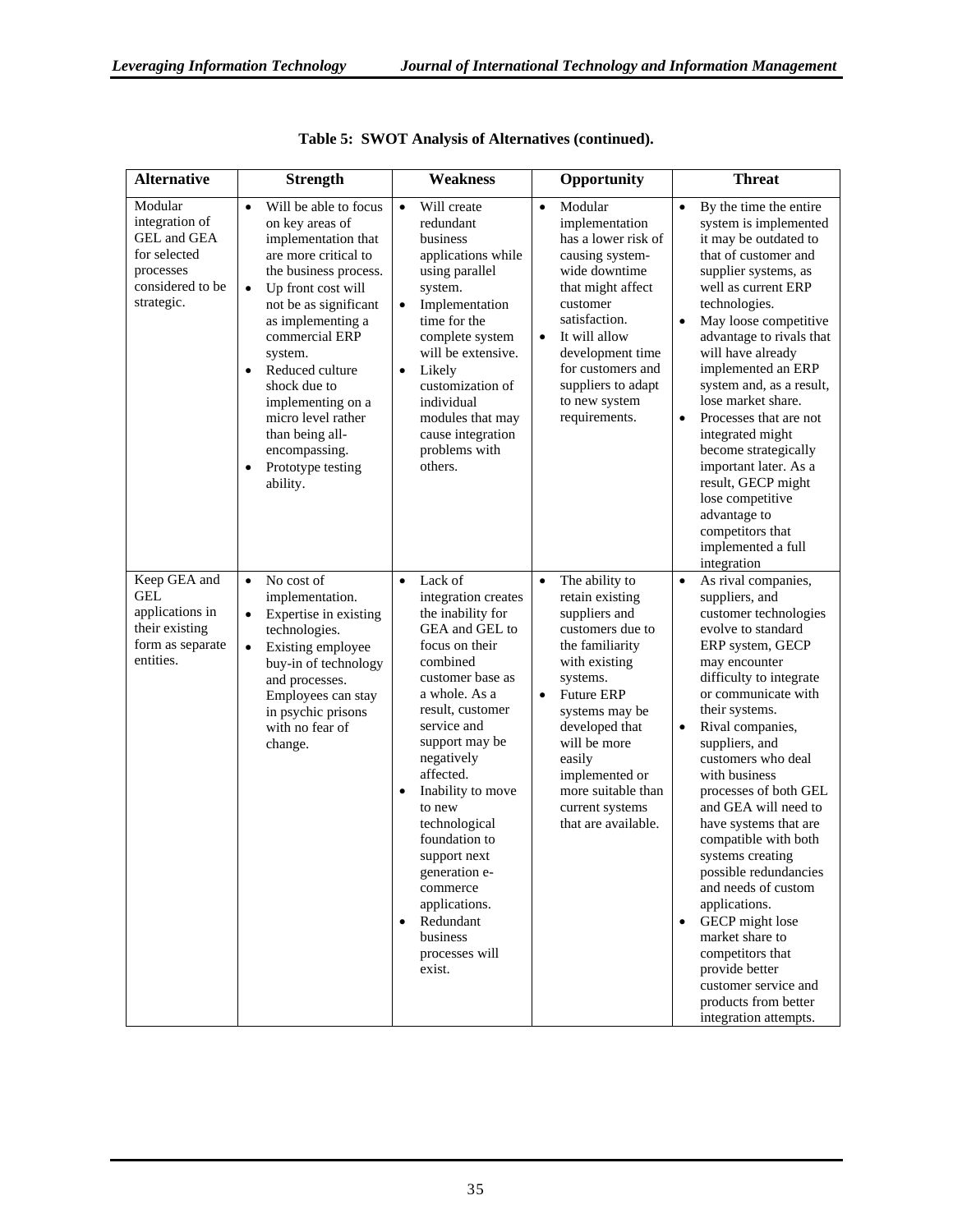**Table 5: SWOT Analysis of Alternatives (continued).**

| Alternative | Strength | Weakness | Opportunity | Threat |
|---|---|---|---|---|
| Modular integration of GEL and GEA for selected processes considered to be strategic. | • Will be able to focus on key areas of implementation that are more critical to the business process.<br>• Up front cost will not be as significant as implementing a commercial ERP system.<br>• Reduced culture shock due to implementing on a micro level rather than being all-encompassing.<br>• Prototype testing ability. | • Will create redundant business applications while using parallel system.<br>• Implementation time for the complete system will be extensive.<br>• Likely customization of individual modules that may cause integration problems with others. | • Modular implementation has a lower risk of causing system-wide downtime that might affect customer satisfaction.<br>• It will allow development time for customers and suppliers to adapt to new system requirements. | • By the time the entire system is implemented it may be outdated to that of customer and supplier systems, as well as current ERP technologies.<br>• May loose competitive advantage to rivals that will have already implemented an ERP system and, as a result, lose market share.<br>• Processes that are not integrated might become strategically important later. As a result, GECP might lose competitive advantage to competitors that implemented a full integration |
| Keep GEA and GEL applications in their existing form as separate entities. | • No cost of implementation.<br>• Expertise in existing technologies.<br>• Existing employee buy-in of technology and processes. Employees can stay in psychic prisons with no fear of change. | • Lack of integration creates the inability for GEA and GEL to focus on their combined customer base as a whole. As a result, customer service and support may be negatively affected.<br>• Inability to move to new technological foundation to support next generation e-commerce applications.<br>• Redundant business processes will exist. | • The ability to retain existing suppliers and customers due to the familiarity with existing systems.<br>• Future ERP systems may be developed that will be more easily implemented or more suitable than current systems that are available. | • As rival companies, suppliers, and customer technologies evolve to standard ERP system, GECP may encounter difficulty to integrate or communicate with their systems.<br>• Rival companies, suppliers, and customers who deal with business processes of both GEL and GEA will need to have systems that are compatible with both systems creating possible redundancies and needs of custom applications.<br>• GECP might lose market share to competitors that provide better customer service and products from better integration attempts. |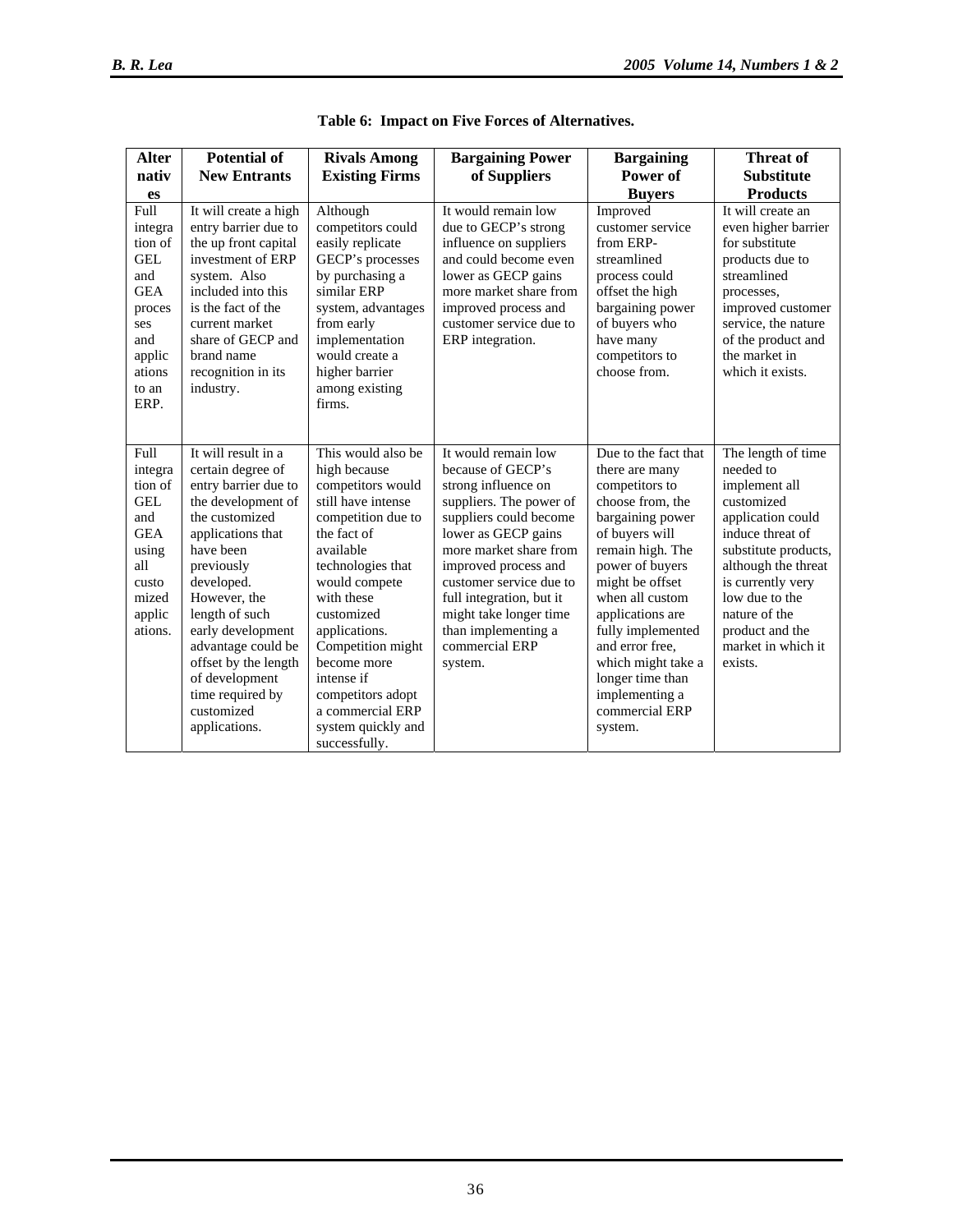**Table 6: Impact on Five Forces of Alternatives.**

| Alternatives | Potential of New Entrants | Rivals Among Existing Firms | Bargaining Power of Suppliers | Bargaining Power of Buyers | Threat of Substitute Products |
|---|---|---|---|---|---|
| Full integration of GEL and GEA processes and applications to an ERP. | It will create a high entry barrier due to the up front capital investment of ERP system. Also included into this is the fact of the current market share of GECP and brand name recognition in its industry. | Although competitors could easily replicate GECP's processes by purchasing a similar ERP system, advantages from early implementation would create a higher barrier among existing firms. | It would remain low due to GECP's strong influence on suppliers and could become even lower as GECP gains more market share from improved process and customer service due to ERP integration. | Improved customer service from ERP-streamlined process could offset the high bargaining power of buyers who have many competitors to choose from. | It will create an even higher barrier for substitute products due to streamlined processes, improved customer service, the nature of the product and the market in which it exists. |
| Full integration of GEL and GEA using all customized applications. | It will result in a certain degree of entry barrier due to the development of the customized applications that have been previously developed. However, the length of such early development advantage could be offset by the length of development time required by customized applications. | This would also be high because competitors would still have intense competition due to the fact of available technologies that would compete with these customized applications. Competition might become more intense if competitors adopt a commercial ERP system quickly and successfully. | It would remain low because of GECP's strong influence on suppliers. The power of suppliers could become even lower as GECP gains more market share from improved process and customer service due to full integration, but it might take longer time than implementing a commercial ERP system. | Due to the fact that there are many competitors to choose from, the bargaining power of buyers will remain high. The power of buyers might be offset when all custom applications are fully implemented and error free, which might take a longer time than implementing a commercial ERP system. | The length of time needed to implement all customized application could induce threat of substitute products, although the threat is currently very low due to the nature of the product and the market in which it exists. |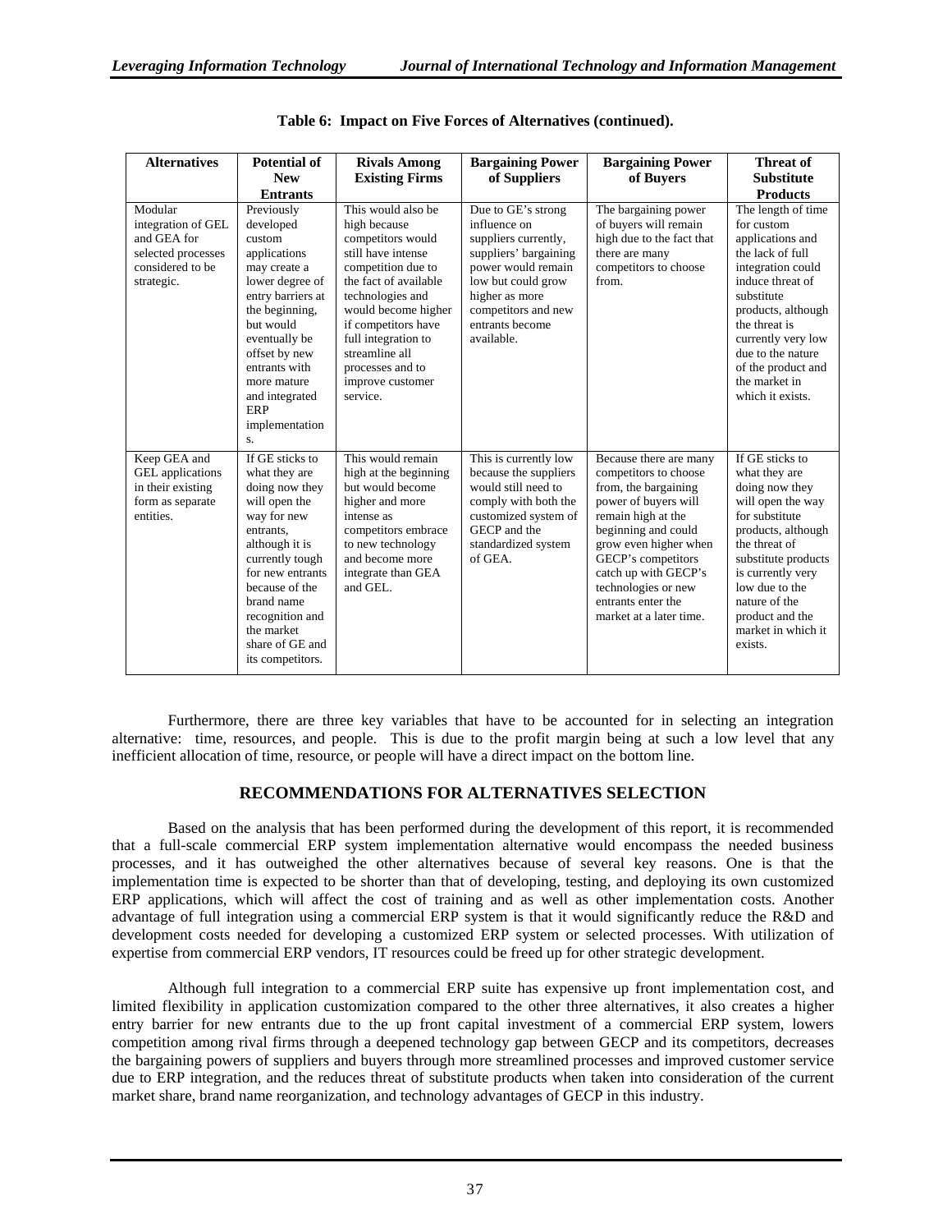**Table 6: Impact on Five Forces of Alternatives (continued).**

| Alternatives | Potential of New Entrants | Rivals Among Existing Firms | Bargaining Power of Suppliers | Bargaining Power of Buyers | Threat of Substitute Products |
|---|---|---|---|---|---|
| Modular integration of GEL and GEA for selected processes considered to be strategic. | Previously developed custom applications may create a lower degree of entry barriers at the beginning, but would eventually be offset by new entrants with more mature and integrated ERP implementations. | This would also be high because competitors would still have intense competition due to the fact of available technologies and would become higher if competitors have full integration to streamline all processes and to improve customer service. | Due to GE's strong influence on suppliers currently, suppliers' bargaining power would remain low but could grow higher as more competitors and new entrants become available. | The bargaining power of buyers will remain high due to the fact that there are many competitors to choose from. | The length of time for custom applications and the lack of full integration could induce threat of substitute products, although the threat is currently very low due to the nature of the product and the market in which it exists. |
| Keep GEA and GEL applications in their existing form as separate entities. | If GE sticks to what they are doing now they will open the way for new entrants, although it is currently tough for new entrants because of the brand name recognition and the market share of GE and its competitors. | This would remain high at the beginning but would become higher and more intense as competitors embrace to new technology and become more integrate than GEA and GEL. | This is currently low because the suppliers would still need to comply with both the customized system of GECP and the standardized system of GEA. | Because there are many competitors to choose from, the bargaining power of buyers will remain high at the beginning and could grow even higher when GECP's competitors catch up with GECP's technologies or new entrants enter the market at a later time. | If GE sticks to what they are doing now they will open the way for substitute products, although the threat of substitute products is currently very low due to the nature of the product and the market in which it exists. |

Furthermore, there are three key variables that have to be accounted for in selecting an integration alternative: time, resources, and people. This is due to the profit margin being at such a low level that any inefficient allocation of time, resource, or people will have a direct impact on the bottom line.

## RECOMMENDATIONS FOR ALTERNATIVES SELECTION

Based on the analysis that has been performed during the development of this report, it is recommended that a full-scale commercial ERP system implementation alternative would encompass the needed business processes, and it has outweighed the other alternatives because of several key reasons. One is that the implementation time is expected to be shorter than that of developing, testing, and deploying its own customized ERP applications, which will affect the cost of training and as well as other implementation costs. Another advantage of full integration using a commercial ERP system is that it would significantly reduce the R&D and development costs needed for developing a customized ERP system or selected processes. With utilization of expertise from commercial ERP vendors, IT resources could be freed up for other strategic development.

Although full integration to a commercial ERP suite has expensive up front implementation cost, and limited flexibility in application customization compared to the other three alternatives, it also creates a higher entry barrier for new entrants due to the up front capital investment of a commercial ERP system, lowers competition among rival firms through a deepened technology gap between GECP and its competitors, decreases the bargaining powers of suppliers and buyers through more streamlined processes and improved customer service due to ERP integration, and the reduces threat of substitute products when taken into consideration of the current market share, brand name reorganization, and technology advantages of GECP in this industry.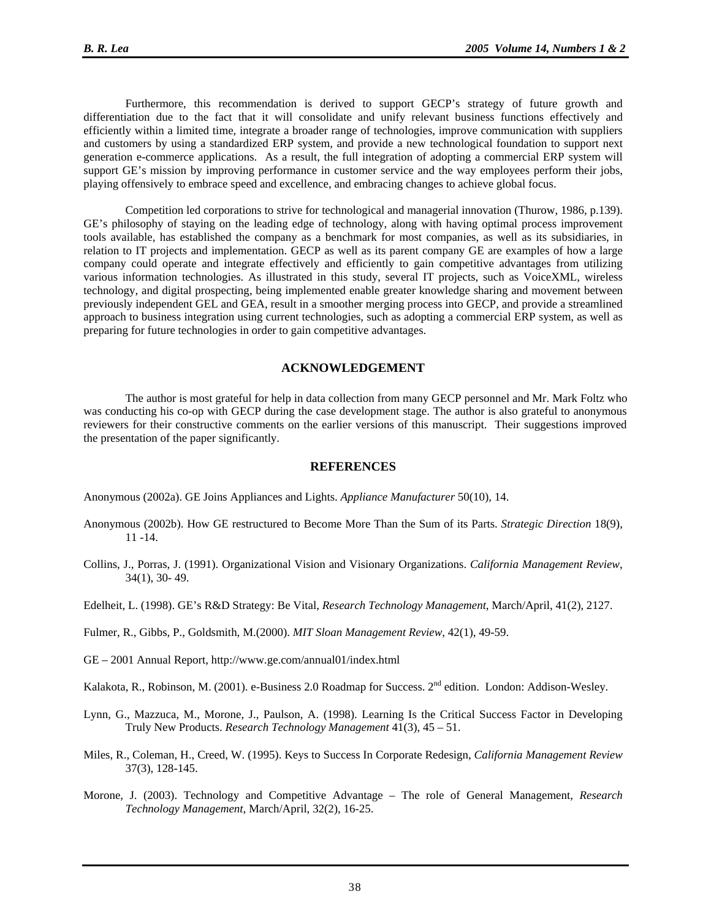Furthermore, this recommendation is derived to support GECP's strategy of future growth and differentiation due to the fact that it will consolidate and unify relevant business functions effectively and efficiently within a limited time, integrate a broader range of technologies, improve communication with suppliers and customers by using a standardized ERP system, and provide a new technological foundation to support next generation e-commerce applications. As a result, the full integration of adopting a commercial ERP system will support GE's mission by improving performance in customer service and the way employees perform their jobs, playing offensively to embrace speed and excellence, and embracing changes to achieve global focus.

Competition led corporations to strive for technological and managerial innovation (Thurow, 1986, p.139). GE's philosophy of staying on the leading edge of technology, along with having optimal process improvement tools available, has established the company as a benchmark for most companies, as well as its subsidiaries, in relation to IT projects and implementation. GECP as well as its parent company GE are examples of how a large company could operate and integrate effectively and efficiently to gain competitive advantages from utilizing various information technologies. As illustrated in this study, several IT projects, such as VoiceXML, wireless technology, and digital prospecting, being implemented enable greater knowledge sharing and movement between previously independent GEL and GEA, result in a smoother merging process into GECP, and provide a streamlined approach to business integration using current technologies, such as adopting a commercial ERP system, as well as preparing for future technologies in order to gain competitive advantages.

## ACKNOWLEDGEMENT

The author is most grateful for help in data collection from many GECP personnel and Mr. Mark Foltz who was conducting his co-op with GECP during the case development stage. The author is also grateful to anonymous reviewers for their constructive comments on the earlier versions of this manuscript. Their suggestions improved the presentation of the paper significantly.

## REFERENCES

Anonymous (2002a). GE Joins Appliances and Lights. *Appliance Manufacturer* 50(10), 14.

Anonymous (2002b). How GE restructured to Become More Than the Sum of its Parts. *Strategic Direction* 18(9), 11 -14.

Collins, J., Porras, J. (1991). Organizational Vision and Visionary Organizations. *California Management Review*, 34(1), 30- 49.

Edelheit, L. (1998). GE's R&D Strategy: Be Vital, *Research Technology Management*, March/April, 41(2), 2127.

Fulmer, R., Gibbs, P., Goldsmith, M.(2000). *MIT Sloan Management Review*, 42(1), 49-59.

GE – 2001 Annual Report, http://www.ge.com/annual01/index.html

Kalakota, R., Robinson, M. (2001). e-Business 2.0 Roadmap for Success. 2nd edition. London: Addison-Wesley.

Lynn, G., Mazzuca, M., Morone, J., Paulson, A. (1998). Learning Is the Critical Success Factor in Developing Truly New Products. *Research Technology Management* 41(3), 45 – 51.

Miles, R., Coleman, H., Creed, W. (1995). Keys to Success In Corporate Redesign, *California Management Review* 37(3), 128-145.

Morone, J. (2003). Technology and Competitive Advantage – The role of General Management, *Research Technology Management*, March/April, 32(2), 16-25.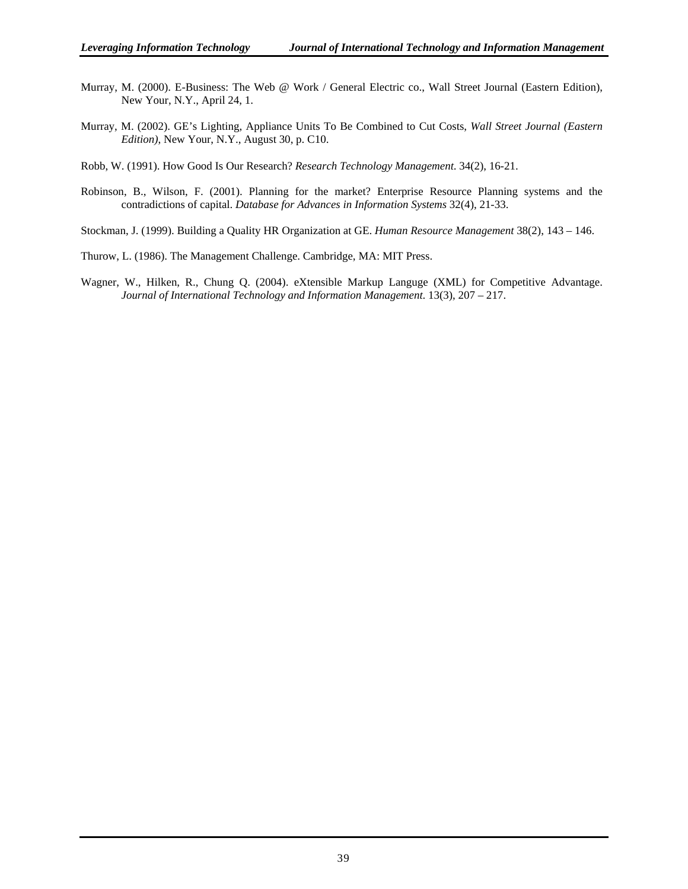Murray, M. (2000). E-Business: The Web @ Work / General Electric co., Wall Street Journal (Eastern Edition), New Your, N.Y., April 24, 1.

Murray, M. (2002). GE's Lighting, Appliance Units To Be Combined to Cut Costs, *Wall Street Journal (Eastern Edition)*, New Your, N.Y., August 30, p. C10.

Robb, W. (1991). How Good Is Our Research? *Research Technology Management*. 34(2), 16-21.

Robinson, B., Wilson, F. (2001). Planning for the market? Enterprise Resource Planning systems and the contradictions of capital. *Database for Advances in Information Systems* 32(4), 21-33.

Stockman, J. (1999). Building a Quality HR Organization at GE. *Human Resource Management* 38(2), 143 – 146.

Thurow, L. (1986). The Management Challenge. Cambridge, MA: MIT Press.

Wagner, W., Hilken, R., Chung Q. (2004). eXtensible Markup Languge (XML) for Competitive Advantage. *Journal of International Technology and Information Management*. 13(3), 207 – 217.